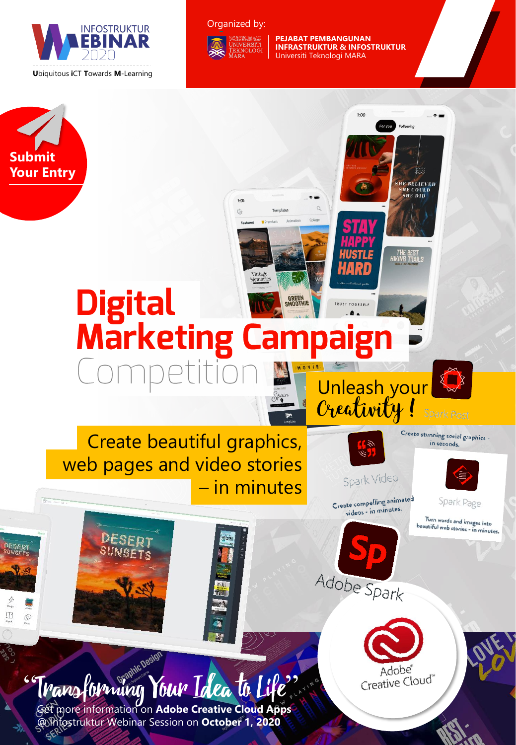INFOSTRUKTUR WEBINAR 2020

**U**biquitous **i**CT **T**owards **M**-Learning

Organized by:

Universiti Teknologi MARA

**PEJABAT PEMBANGUNAN INFRASTRUKTUR & INFOSTRUKTUR**
Universiti Teknologi MARA

**Submit Your Entry**

# Digital Marketing Campaign Competition

Unleash your *Creativity* !

Create beautiful graphics, web pages and video stories – in minutes

Spark Post
Create stunning social graphics - in seconds.

Spark Video
Create compelling animated videos - in minutes.

Spark Page
Turn words and images into beautiful web stories - in minutes.

Adobe Spark

Adobe Creative Cloud

"Transforming Your Idea to Life"

Get more information on **Adobe Creative Cloud Apps** @Infostruktur Webinar Session on **October 1, 2020**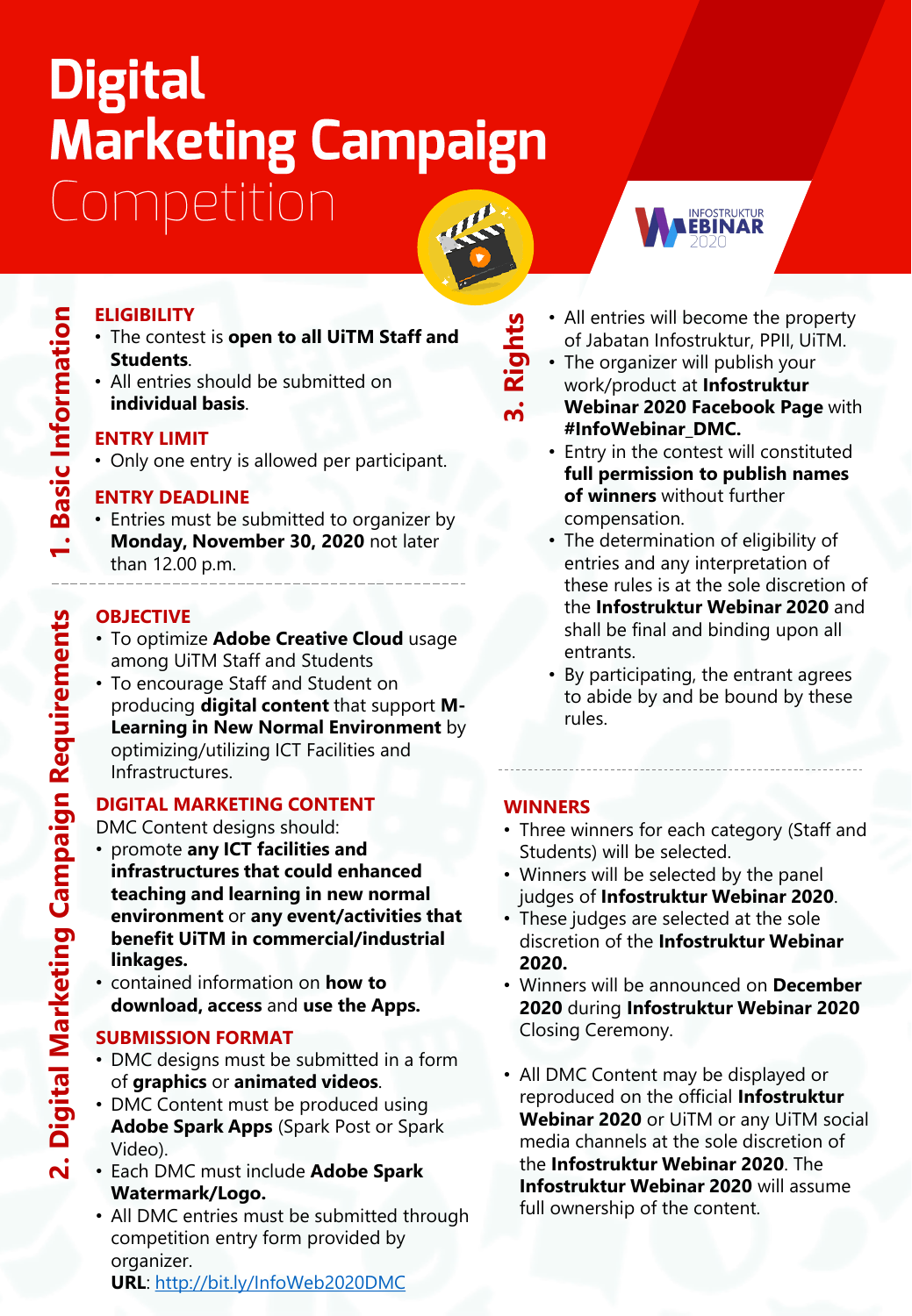# Digital Marketing Campaign Competition

INFOSTRUKTUR WEBINAR 2020

## 1. Basic Information

### ELIGIBILITY

- The contest is **open to all UiTM Staff and Students**.
- All entries should be submitted on **individual basis**.

### ENTRY LIMIT

- Only one entry is allowed per participant.

### ENTRY DEADLINE

- Entries must be submitted to organizer by **Monday, November 30, 2020** not later than 12.00 p.m.

## 2. Digital Marketing Campaign Requirements

### OBJECTIVE

- To optimize **Adobe Creative Cloud** usage among UiTM Staff and Students
- To encourage Staff and Student on producing **digital content** that support **M-Learning in New Normal Environment** by optimizing/utilizing ICT Facilities and Infrastructures.

### DIGITAL MARKETING CONTENT

DMC Content designs should:

- promote **any ICT facilities and infrastructures that could enhanced teaching and learning in new normal environment** or **any event/activities that benefit UiTM in commercial/industrial linkages.**
- contained information on **how to download, access** and **use the Apps.**

### SUBMISSION FORMAT

- DMC designs must be submitted in a form of **graphics** or **animated videos**.
- DMC Content must be produced using **Adobe Spark Apps** (Spark Post or Spark Video).
- Each DMC must include **Adobe Spark Watermark/Logo.**
- All DMC entries must be submitted through competition entry form provided by organizer.
  **URL**: http://bit.ly/InfoWeb2020DMC

## 3. Rights

- All entries will become the property of Jabatan Infostruktur, PPII, UiTM.
- The organizer will publish your work/product at **Infostruktur Webinar 2020 Facebook Page** with **#InfoWebinar_DMC.**
- Entry in the contest will constituted **full permission to publish names of winners** without further compensation.
- The determination of eligibility of entries and any interpretation of these rules is at the sole discretion of the **Infostruktur Webinar 2020** and shall be final and binding upon all entrants.
- By participating, the entrant agrees to abide by and be bound by these rules.

### WINNERS

- Three winners for each category (Staff and Students) will be selected.
- Winners will be selected by the panel judges of **Infostruktur Webinar 2020**.
- These judges are selected at the sole discretion of the **Infostruktur Webinar 2020.**
- Winners will be announced on **December 2020** during **Infostruktur Webinar 2020** Closing Ceremony.

- All DMC Content may be displayed or reproduced on the official **Infostruktur Webinar 2020** or UiTM or any UiTM social media channels at the sole discretion of the **Infostruktur Webinar 2020**. The **Infostruktur Webinar 2020** will assume full ownership of the content.